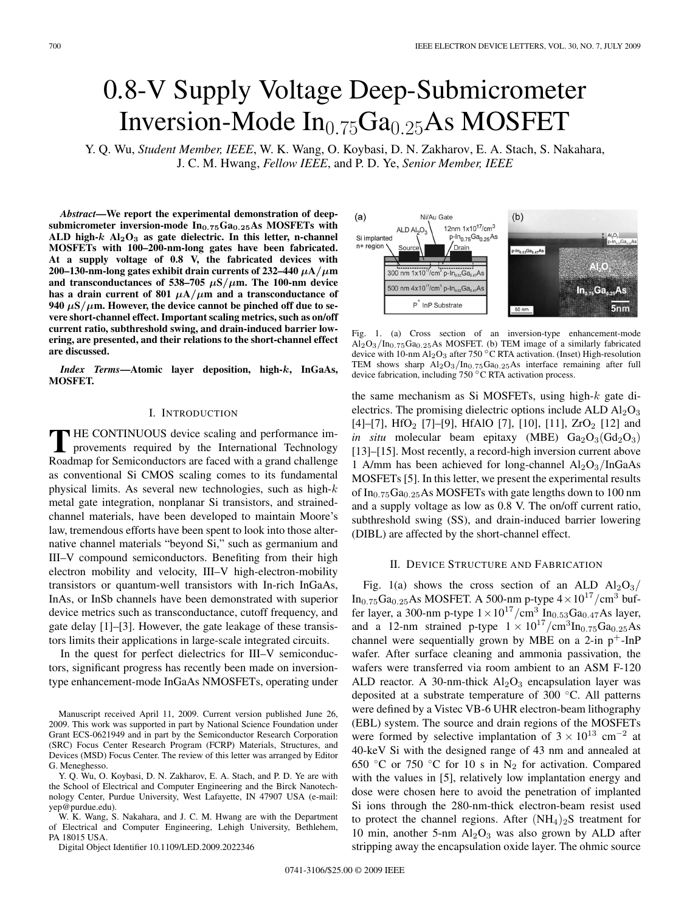# 0.8-V Supply Voltage Deep-Submicrometer Inversion-Mode $In_{0.75}Ga_{0.25}As$ MOSFET

Y. Q. Wu, *Student Member, IEEE*, W. K. Wang, O. Koybasi, D. N. Zakharov, E. A. Stach, S. Nakahara, J. C. M. Hwang, *Fellow IEEE*, and P. D. Ye, *Senior Member, IEEE*

***Abstract*—We report the experimental demonstration of deep-submicrometer inversion-mode $In_{0.75}Ga_{0.25}As$ MOSFETs with ALD high-$k$ $Al_2O_3$ as gate dielectric. In this letter, n-channel MOSFETs with 100–200-nm-long gates have been fabricated. At a supply voltage of 0.8 V, the fabricated devices with 200–130-nm-long gates exhibit drain currents of 232–440 $\mu A/\mu m$ and transconductances of 538–705 $\mu S/\mu m$. The 100-nm device has a drain current of 801 $\mu A/\mu m$ and a transconductance of 940 $\mu S/\mu m$. However, the device cannot be pinched off due to severe short-channel effect. Important scaling metrics, such as on/off current ratio, subthreshold swing, and drain-induced barrier lowering, are presented, and their relations to the short-channel effect are discussed.**

***Index Terms*—Atomic layer deposition, high-$k$, InGaAs, MOSFET.**

## I. Introduction

The continuous device scaling and performance improvements required by the International Technology Roadmap for Semiconductors are faced with a grand challenge as conventional Si CMOS scaling comes to its fundamental physical limits. As several new technologies, such as high-$k$ metal gate integration, nonplanar Si transistors, and strained-channel materials, have been developed to maintain Moore's law, tremendous efforts have been spent to look into those alternative channel materials "beyond Si," such as germanium and III–V compound semiconductors. Benefiting from their high electron mobility and velocity, III–V high-electron-mobility transistors or quantum-well transistors with In-rich InGaAs, InAs, or InSb channels have been demonstrated with superior device metrics such as transconductance, cutoff frequency, and gate delay [1]–[3]. However, the gate leakage of these transistors limits their applications in large-scale integrated circuits.

In the quest for perfect dielectrics for III–V semiconductors, significant progress has recently been made on inversion-type enhancement-mode InGaAs NMOSFETs, operating under the same mechanism as Si MOSFETs, using high-$k$ gate dielectrics. The promising dielectric options include ALD $Al_2O_3$ [4]–[7], $HfO_2$ [7]–[9], HfAlO [7], [10], [11], $ZrO_2$ [12] and *in situ* molecular beam epitaxy (MBE) $Ga_2O_3(Gd_2O_3)$ [13]–[15]. Most recently, a record-high inversion current above 1 A/mm has been achieved for long-channel $Al_2O_3$/InGaAs MOSFETs [5]. In this letter, we present the experimental results of $In_{0.75}Ga_{0.25}As$ MOSFETs with gate lengths down to 100 nm and a supply voltage as low as 0.8 V. The on/off current ratio, subthreshold swing (SS), and drain-induced barrier lowering (DIBL) are affected by the short-channel effect.

Manuscript received April 11, 2009. Current version published June 26, 2009. This work was supported in part by National Science Foundation under Grant ECS-0621949 and in part by the Semiconductor Research Corporation (SRC) Focus Center Research Program (FCRP) Materials, Structures, and Devices (MSD) Focus Center. The review of this letter was arranged by Editor G. Meneghesso.

Y. Q. Wu, O. Koybasi, D. N. Zakharov, E. A. Stach, and P. D. Ye are with the School of Electrical and Computer Engineering and the Birck Nanotechnology Center, Purdue University, West Lafayette, IN 47907 USA (e-mail: yep@purdue.edu).

W. K. Wang, S. Nakahara, and J. C. M. Hwang are with the Department of Electrical and Computer Engineering, Lehigh University, Bethlehem, PA 18015 USA.

Digital Object Identifier 10.1109/LED.2009.2022346

Fig. 1. (a) Cross section of an inversion-type enhancement-mode $Al_2O_3/In_{0.75}Ga_{0.25}As$ MOSFET. (b) TEM image of a similarly fabricated device with 10-nm $Al_2O_3$ after 750 °C RTA activation. (Inset) High-resolution TEM shows sharp $Al_2O_3/In_{0.75}Ga_{0.25}As$ interface remaining after full device fabrication, including 750 °C RTA activation process.

## II. Device Structure and Fabrication

Fig. 1(a) shows the cross section of an ALD $Al_2O_3/In_{0.75}Ga_{0.25}As$ MOSFET. A 500-nm p-type $4\times10^{17}/cm^3$ buffer layer, a 300-nm p-type $1\times10^{17}/cm^3$ $In_{0.53}Ga_{0.47}As$ layer, and a 12-nm strained p-type $1\times10^{17}/cm^3$ $In_{0.75}Ga_{0.25}As$ channel were sequentially grown by MBE on a 2-in $p^+$-InP wafer. After surface cleaning and ammonia passivation, the wafers were transferred via room ambient to an ASM F-120 ALD reactor. A 30-nm-thick $Al_2O_3$ encapsulation layer was deposited at a substrate temperature of 300 °C. All patterns were defined by a Vistec VB-6 UHR electron-beam lithography (EBL) system. The source and drain regions of the MOSFETs were formed by selective implantation of $3\times10^{13}$ $cm^{-2}$ at 40-keV Si with the designed range of 43 nm and annealed at 650 °C or 750 °C for 10 s in $N_2$ for activation. Compared with the values in [5], relatively low implantation energy and dose were chosen here to avoid the penetration of implanted Si ions through the 280-nm-thick electron-beam resist used to protect the channel regions. After $(NH_4)_2S$ treatment for 10 min, another 5-nm $Al_2O_3$ was also grown by ALD after stripping away the encapsulation oxide layer. The ohmic source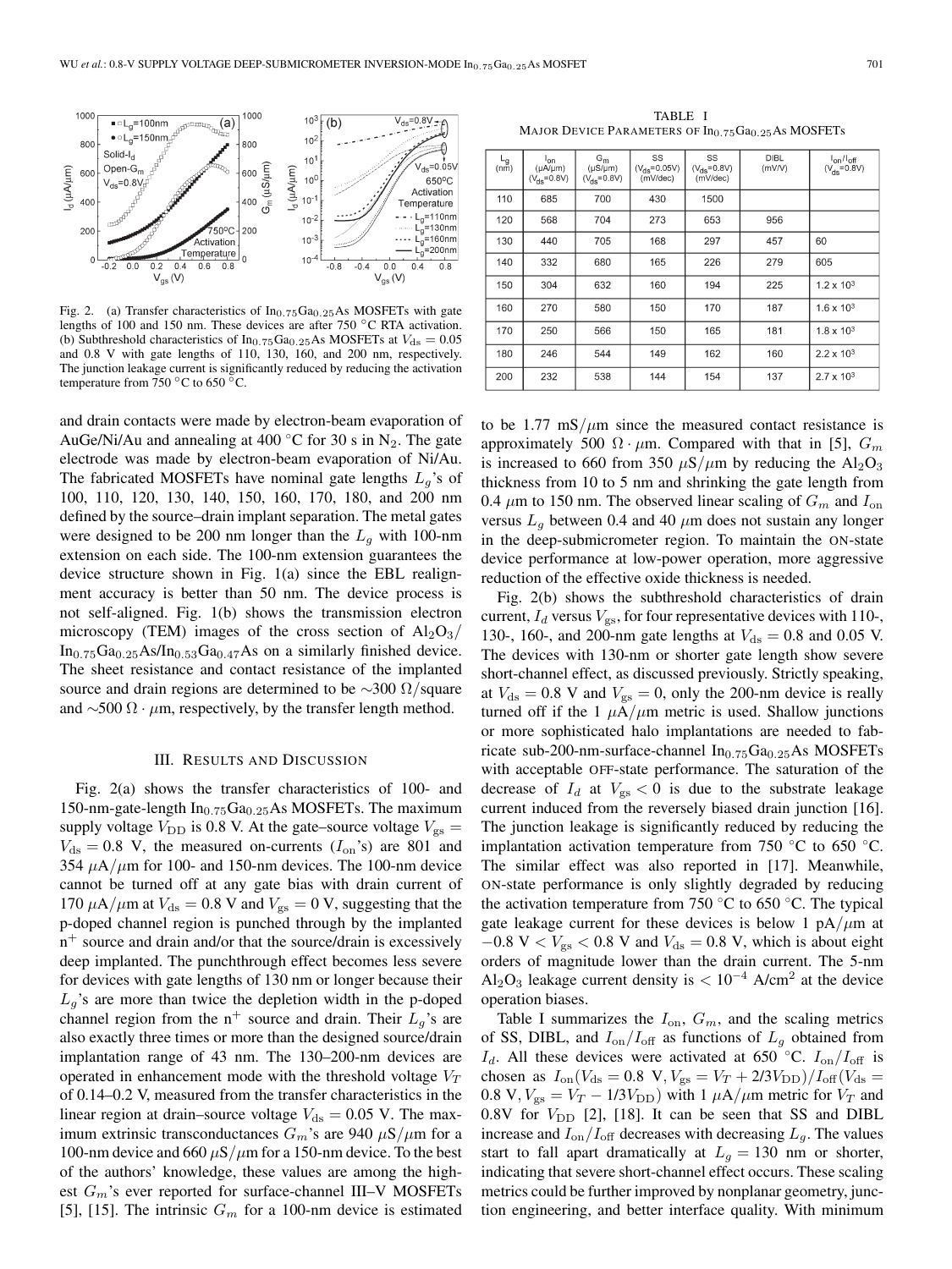Fig. 2. (a) Transfer characteristics of $In_{0.75}Ga_{0.25}As$ MOSFETs with gate lengths of 100 and 150 nm. These devices are after 750 °C RTA activation. (b) Subthreshold characteristics of $In_{0.75}Ga_{0.25}As$ MOSFETs at $V_{ds} = 0.05$ and 0.8 V with gate lengths of 110, 130, 160, and 200 nm, respectively. The junction leakage current is significantly reduced by reducing the activation temperature from 750 °C to 650 °C.

and drain contacts were made by electron-beam evaporation of AuGe/Ni/Au and annealing at 400 °C for 30 s in $N_2$. The gate electrode was made by electron-beam evaporation of Ni/Au. The fabricated MOSFETs have nominal gate lengths $L_g$'s of 100, 110, 120, 130, 140, 150, 160, 170, 180, and 200 nm defined by the source–drain implant separation. The metal gates were designed to be 200 nm longer than the $L_g$ with 100-nm extension on each side. The 100-nm extension guarantees the device structure shown in Fig. 1(a) since the EBL realignment accuracy is better than 50 nm. The device process is not self-aligned. Fig. 1(b) shows the transmission electron microscopy (TEM) images of the cross section of $Al_2O_3$/$In_{0.75}Ga_{0.25}As$/$In_{0.53}Ga_{0.47}As$ on a similarly finished device. The sheet resistance and contact resistance of the implanted source and drain regions are determined to be ~300 Ω/square and ~500 Ω · μm, respectively, by the transfer length method.

## III. Results and Discussion

Fig. 2(a) shows the transfer characteristics of 100- and 150-nm-gate-length $In_{0.75}Ga_{0.25}As$ MOSFETs. The maximum supply voltage $V_{DD}$ is 0.8 V. At the gate–source voltage $V_{gs} = V_{ds} = 0.8$ V, the measured on-currents ($I_{on}$'s) are 801 and 354 μA/μm for 100- and 150-nm devices. The 100-nm device cannot be turned off at any gate bias with drain current of 170 μA/μm at $V_{ds} = 0.8$ V and $V_{gs} = 0$ V, suggesting that the p-doped channel region is punched through by the implanted $n^+$ source and drain and/or that the source/drain is excessively deep implanted. The punchthrough effect becomes less severe for devices with gate lengths of 130 nm or longer because their $L_g$'s are more than twice the depletion width in the p-doped channel region from the $n^+$ source and drain. Their $L_g$'s are also exactly three times or more than the designed source/drain implantation range of 43 nm. The 130–200-nm devices are operated in enhancement mode with the threshold voltage $V_T$ of 0.14–0.2 V, measured from the transfer characteristics in the linear region at drain–source voltage $V_{ds} = 0.05$ V. The maximum extrinsic transconductances $G_m$'s are 940 μS/μm for a 100-nm device and 660 μS/μm for a 150-nm device. To the best of the authors' knowledge, these values are among the highest $G_m$'s ever reported for surface-channel III–V MOSFETs [5], [15]. The intrinsic $G_m$ for a 100-nm device is estimated to be 1.77 mS/μm since the measured contact resistance is approximately 500 Ω · μm. Compared with that in [5], $G_m$ is increased to 660 from 350 μS/μm by reducing the $Al_2O_3$ thickness from 10 to 5 nm and shrinking the gate length from 0.4 μm to 150 nm. The observed linear scaling of $G_m$ and $I_{on}$ versus $L_g$ between 0.4 and 40 μm does not sustain any longer in the deep-submicrometer region. To maintain the ON-state device performance at low-power operation, more aggressive reduction of the effective oxide thickness is needed.

Fig. 2(b) shows the subthreshold characteristics of drain current, $I_d$ versus $V_{gs}$, for four representative devices with 110-, 130-, 160-, and 200-nm gate lengths at $V_{ds} = 0.8$ and 0.05 V. The devices with 130-nm or shorter gate length show severe short-channel effect, as discussed previously. Strictly speaking, at $V_{ds} = 0.8$ V and $V_{gs} = 0$, only the 200-nm device is really turned off if the 1 μA/μm metric is used. Shallow junctions or more sophisticated halo implantations are needed to fabricate sub-200-nm-surface-channel $In_{0.75}Ga_{0.25}As$ MOSFETs with acceptable OFF-state performance. The saturation of the decrease of $I_d$ at $V_{gs} < 0$ is due to the substrate leakage current induced from the reversely biased drain junction [16]. The junction leakage is significantly reduced by reducing the implantation activation temperature from 750 °C to 650 °C. The similar effect was also reported in [17]. Meanwhile, ON-state performance is only slightly degraded by reducing the activation temperature from 750 °C to 650 °C. The typical gate leakage current for these devices is below 1 pA/μm at $-0.8$ V $< V_{gs} <$ 0.8 V and $V_{ds} = 0.8$ V, which is about eight orders of magnitude lower than the drain current. The 5-nm $Al_2O_3$ leakage current density is $< 10^{-4}$ A/cm$^2$ at the device operation biases.

TABLE I
Major Device Parameters of $In_{0.75}Ga_{0.25}As$ MOSFETs

| $L_g$ (nm) | $I_{on}$ (μA/μm) ($V_{ds}$=0.8V) | $G_m$ (μS/μm) ($V_{ds}$=0.8V) | SS ($V_{ds}$=0.05V) (mV/dec) | SS ($V_{ds}$=0.8V) (mV/dec) | DIBL (mV/V) | $I_{on}/I_{off}$ ($V_{ds}$=0.8V) |
|---|---|---|---|---|---|---|
| 110 | 685 | 700 | 430 | 1500 | | |
| 120 | 568 | 704 | 273 | 653 | 956 | |
| 130 | 440 | 705 | 168 | 297 | 457 | 60 |
| 140 | 332 | 680 | 165 | 226 | 279 | 605 |
| 150 | 304 | 632 | 160 | 194 | 225 | $1.2 \times 10^3$ |
| 160 | 270 | 580 | 150 | 170 | 187 | $1.6 \times 10^3$ |
| 170 | 250 | 566 | 150 | 165 | 181 | $1.8 \times 10^3$ |
| 180 | 246 | 544 | 149 | 162 | 160 | $2.2 \times 10^3$ |
| 200 | 232 | 538 | 144 | 154 | 137 | $2.7 \times 10^3$ |

Table I summarizes the $I_{on}$, $G_m$, and the scaling metrics of SS, DIBL, and $I_{on}/I_{off}$ as functions of $L_g$ obtained from $I_d$. All these devices were activated at 650 °C. $I_{on}/I_{off}$ is chosen as $I_{on}(V_{ds} = 0.8 \text{ V}, V_{gs} = V_T + 2/3V_{DD})/I_{off}(V_{ds} = 0.8 \text{ V}, V_{gs} = V_T - 1/3V_{DD})$ with 1 μA/μm metric for $V_T$ and 0.8V for $V_{DD}$ [2], [18]. It can be seen that SS and DIBL increase and $I_{on}/I_{off}$ decreases with decreasing $L_g$. The values start to fall apart dramatically at $L_g = 130$ nm or shorter, indicating that severe short-channel effect occurs. These scaling metrics could be further improved by nonplanar geometry, junction engineering, and better interface quality. With minimum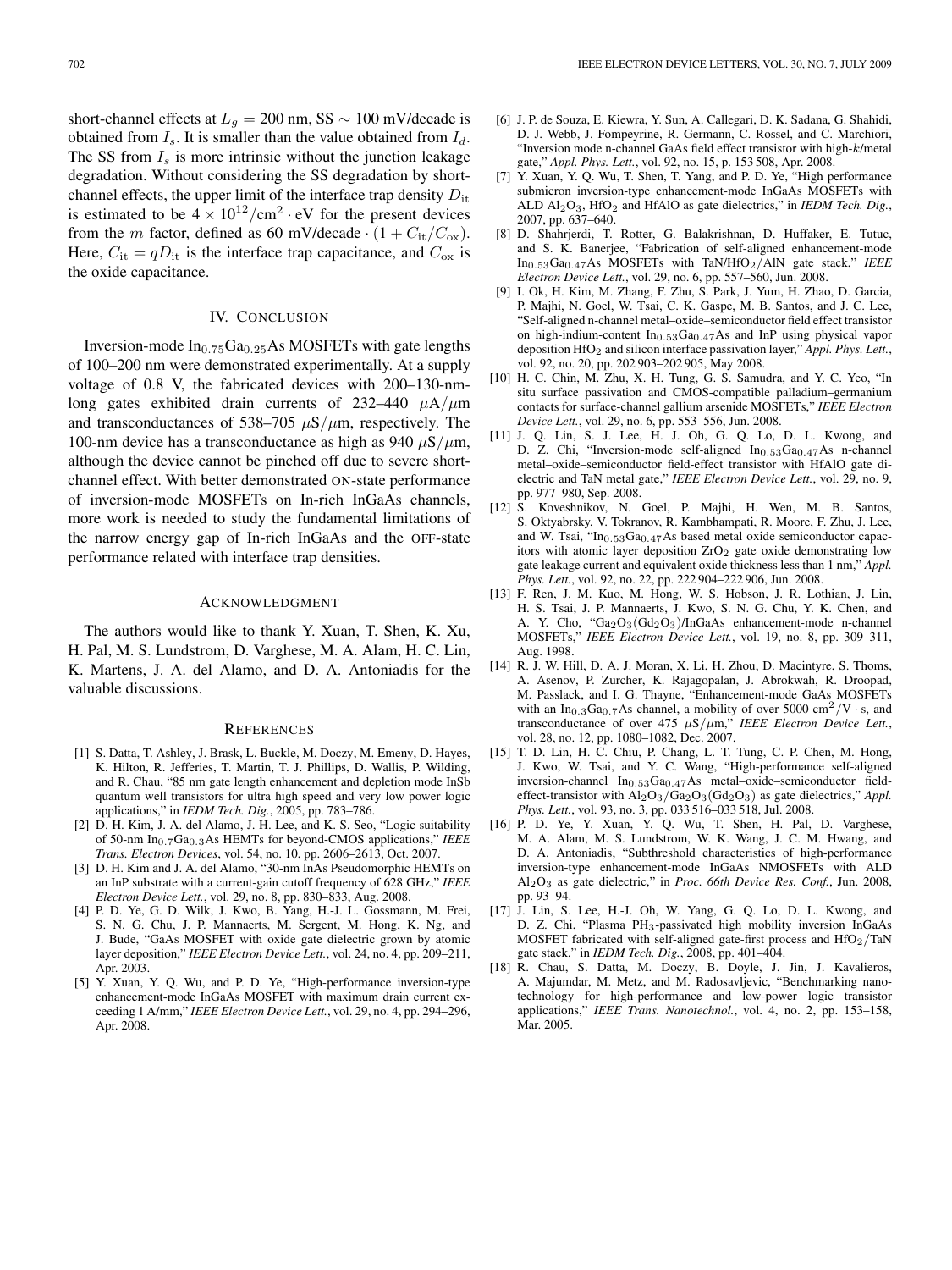short-channel effects at $L_g = 200$ nm, SS $\sim 100$ mV/decade is obtained from $I_s$. It is smaller than the value obtained from $I_d$. The SS from $I_s$ is more intrinsic without the junction leakage degradation. Without considering the SS degradation by short-channel effects, the upper limit of the interface trap density $D_{\text{it}}$ is estimated to be $4 \times 10^{12}/\text{cm}^2 \cdot \text{eV}$ for the present devices from the $m$ factor, defined as $60\ \text{mV/decade} \cdot (1 + C_{\text{it}}/C_{\text{ox}})$. Here, $C_{\text{it}} = qD_{\text{it}}$ is the interface trap capacitance, and $C_{\text{ox}}$ is the oxide capacitance.

## IV. Conclusion

Inversion-mode $In_{0.75}Ga_{0.25}As$ MOSFETs with gate lengths of 100–200 nm were demonstrated experimentally. At a supply voltage of 0.8 V, the fabricated devices with 200–130-nm-long gates exhibited drain currents of 232–440 $\mu$A/$\mu$m and transconductances of 538–705 $\mu$S/$\mu$m, respectively. The 100-nm device has a transconductance as high as 940 $\mu$S/$\mu$m, although the device cannot be pinched off due to severe short-channel effect. With better demonstrated ON-state performance of inversion-mode MOSFETs on In-rich InGaAs channels, more work is needed to study the fundamental limitations of the narrow energy gap of In-rich InGaAs and the OFF-state performance related with interface trap densities.

## Acknowledgment

The authors would like to thank Y. Xuan, T. Shen, K. Xu, H. Pal, M. S. Lundstrom, D. Varghese, M. A. Alam, H. C. Lin, K. Martens, J. A. del Alamo, and D. A. Antoniadis for the valuable discussions.

## References

[1] S. Datta, T. Ashley, J. Brask, L. Buckle, M. Doczy, M. Emeny, D. Hayes, K. Hilton, R. Jefferies, T. Martin, T. J. Phillips, D. Wallis, P. Wilding, and R. Chau, "85 nm gate length enhancement and depletion mode InSb quantum well transistors for ultra high speed and very low power logic applications," in *IEDM Tech. Dig.*, 2005, pp. 783–786.

[2] D. H. Kim, J. A. del Alamo, J. H. Lee, and K. S. Seo, "Logic suitability of 50-nm $In_{0.7}Ga_{0.3}As$ HEMTs for beyond-CMOS applications," *IEEE Trans. Electron Devices*, vol. 54, no. 10, pp. 2606–2613, Oct. 2007.

[3] D. H. Kim and J. A. del Alamo, "30-nm InAs Pseudomorphic HEMTs on an InP substrate with a current-gain cutoff frequency of 628 GHz," *IEEE Electron Device Lett.*, vol. 29, no. 8, pp. 830–833, Aug. 2008.

[4] P. D. Ye, G. D. Wilk, J. Kwo, B. Yang, H.-J. L. Gossmann, M. Frei, S. N. G. Chu, J. P. Mannaerts, M. Sergent, M. Hong, K. Ng, and J. Bude, "GaAs MOSFET with oxide gate dielectric grown by atomic layer deposition," *IEEE Electron Device Lett.*, vol. 24, no. 4, pp. 209–211, Apr. 2003.

[5] Y. Xuan, Y. Q. Wu, and P. D. Ye, "High-performance inversion-type enhancement-mode InGaAs MOSFET with maximum drain current exceeding 1 A/mm," *IEEE Electron Device Lett.*, vol. 29, no. 4, pp. 294–296, Apr. 2008.

[6] J. P. de Souza, E. Kiewra, Y. Sun, A. Callegari, D. K. Sadana, G. Shahidi, D. J. Webb, J. Fompeyrine, R. Germann, C. Rossel, and C. Marchiori, "Inversion mode n-channel GaAs field effect transistor with high-*k*/metal gate," *Appl. Phys. Lett.*, vol. 92, no. 15, p. 153 508, Apr. 2008.

[7] Y. Xuan, Y. Q. Wu, T. Shen, T. Yang, and P. D. Ye, "High performance submicron inversion-type enhancement-mode InGaAs MOSFETs with ALD $Al_2O_3$, $HfO_2$ and HfAlO as gate dielectrics," in *IEDM Tech. Dig.*, 2007, pp. 637–640.

[8] D. Shahrjerdi, T. Rotter, G. Balakrishnan, D. Huffaker, E. Tutuc, and S. K. Banerjee, "Fabrication of self-aligned enhancement-mode $In_{0.53}Ga_{0.47}As$ MOSFETs with TaN/$HfO_2$/AlN gate stack," *IEEE Electron Device Lett.*, vol. 29, no. 6, pp. 557–560, Jun. 2008.

[9] I. Ok, H. Kim, M. Zhang, F. Zhu, S. Park, J. Yum, H. Zhao, D. Garcia, P. Majhi, N. Goel, W. Tsai, C. K. Gaspe, M. B. Santos, and J. C. Lee, "Self-aligned n-channel metal–oxide–semiconductor field effect transistor on high-indium-content $In_{0.53}Ga_{0.47}As$ and InP using physical vapor deposition $HfO_2$ and silicon interface passivation layer," *Appl. Phys. Lett.*, vol. 92, no. 20, pp. 202 903–202 905, May 2008.

[10] H. C. Chin, M. Zhu, X. H. Tung, G. S. Samudra, and Y. C. Yeo, "In situ surface passivation and CMOS-compatible palladium–germanium contacts for surface-channel gallium arsenide MOSFETs," *IEEE Electron Device Lett.*, vol. 29, no. 6, pp. 553–556, Jun. 2008.

[11] J. Q. Lin, S. J. Lee, H. J. Oh, G. Q. Lo, D. L. Kwong, and D. Z. Chi, "Inversion-mode self-aligned $In_{0.53}Ga_{0.47}As$ n-channel metal–oxide–semiconductor field-effect transistor with HfAlO gate dielectric and TaN metal gate," *IEEE Electron Device Lett.*, vol. 29, no. 9, pp. 977–980, Sep. 2008.

[12] S. Koveshnikov, N. Goel, P. Majhi, H. Wen, M. B. Santos, S. Oktyabrsky, V. Tokranov, R. Kambhampati, R. Moore, F. Zhu, J. Lee, and W. Tsai, "$In_{0.53}Ga_{0.47}As$ based metal oxide semiconductor capacitors with atomic layer deposition $ZrO_2$ gate oxide demonstrating low gate leakage current and equivalent oxide thickness less than 1 nm," *Appl. Phys. Lett.*, vol. 92, no. 22, pp. 222 904–222 906, Jun. 2008.

[13] F. Ren, J. M. Kuo, M. Hong, W. S. Hobson, J. R. Lothian, J. Lin, H. S. Tsai, J. P. Mannaerts, J. Kwo, S. N. G. Chu, Y. K. Chen, and A. Y. Cho, "$Ga_2O_3(Gd_2O_3)$/InGaAs enhancement-mode n-channel MOSFETs," *IEEE Electron Device Lett.*, vol. 19, no. 8, pp. 309–311, Aug. 1998.

[14] R. J. W. Hill, D. A. J. Moran, X. Li, H. Zhou, D. Macintyre, S. Thoms, A. Asenov, P. Zurcher, K. Rajagopalan, J. Abrokwah, R. Droopad, M. Passlack, and I. G. Thayne, "Enhancement-mode GaAs MOSFETs with an $In_{0.3}Ga_{0.7}As$ channel, a mobility of over 5000 $\text{cm}^2/\text{V} \cdot \text{s}$, and transconductance of over 475 $\mu$S/$\mu$m," *IEEE Electron Device Lett.*, vol. 28, no. 12, pp. 1080–1082, Dec. 2007.

[15] T. D. Lin, H. C. Chiu, P. Chang, L. T. Tung, C. P. Chen, M. Hong, J. Kwo, W. Tsai, and Y. C. Wang, "High-performance self-aligned inversion-channel $In_{0.53}Ga_{0.47}As$ metal–oxide–semiconductor field-effect-transistor with $Al_2O_3/Ga_2O_3(Gd_2O_3)$ as gate dielectrics," *Appl. Phys. Lett.*, vol. 93, no. 3, pp. 033 516–033 518, Jul. 2008.

[16] P. D. Ye, Y. Xuan, Y. Q. Wu, T. Shen, H. Pal, D. Varghese, M. A. Alam, M. S. Lundstrom, W. K. Wang, J. C. M. Hwang, and D. A. Antoniadis, "Subthreshold characteristics of high-performance inversion-type enhancement-mode InGaAs NMOSFETs with ALD $Al_2O_3$ as gate dielectric," in *Proc. 66th Device Res. Conf.*, Jun. 2008, pp. 93–94.

[17] J. Lin, S. Lee, H.-J. Oh, W. Yang, G. Q. Lo, D. L. Kwong, and D. Z. Chi, "Plasma $PH_3$-passivated high mobility inversion InGaAs MOSFET fabricated with self-aligned gate-first process and $HfO_2$/TaN gate stack," in *IEDM Tech. Dig.*, 2008, pp. 401–404.

[18] R. Chau, S. Datta, M. Doczy, B. Doyle, J. Jin, J. Kavalieros, A. Majumdar, M. Metz, and M. Radosavljevic, "Benchmarking nanotechnology for high-performance and low-power logic transistor applications," *IEEE Trans. Nanotechnol.*, vol. 4, no. 2, pp. 153–158, Mar. 2005.